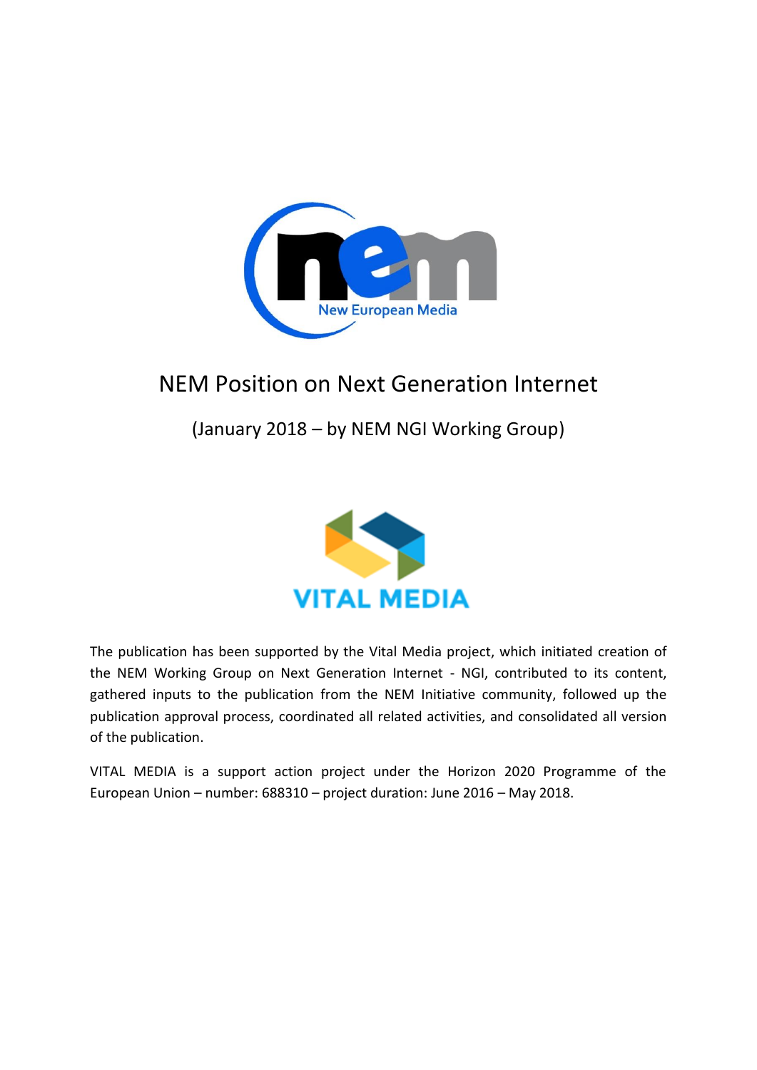# NEM Position on Next Generation Internet

(January 2018 – by NEM NGI Working Group)

The publication has been supported by the Vital Media project, which initiated creation of the NEM Working Group on Next Generation Internet - NGI, contributed to its content, gathered inputs to the publication from the NEM Initiative community, followed up the publication approval process, coordinated all related activities, and consolidated all version of the publication.

VITAL MEDIA is a support action project under the Horizon 2020 Programme of the European Union – number: 688310 – project duration: June 2016 – May 2018.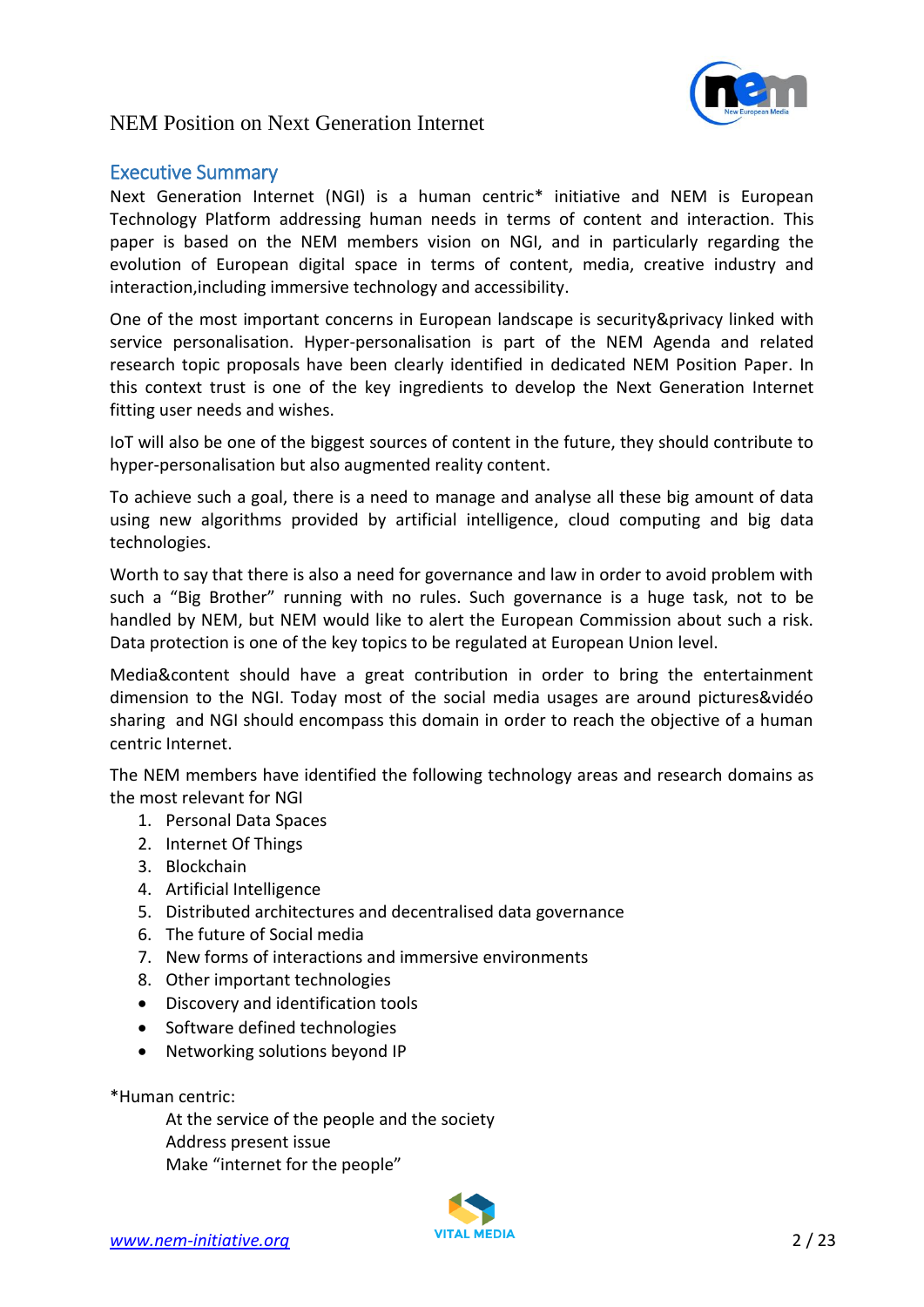## Executive Summary

Next Generation Internet (NGI) is a human centric* initiative and NEM is European Technology Platform addressing human needs in terms of content and interaction. This paper is based on the NEM members vision on NGI, and in particularly regarding the evolution of European digital space in terms of content, media, creative industry and interaction,including immersive technology and accessibility.

One of the most important concerns in European landscape is security&privacy linked with service personalisation. Hyper-personalisation is part of the NEM Agenda and related research topic proposals have been clearly identified in dedicated NEM Position Paper. In this context trust is one of the key ingredients to develop the Next Generation Internet fitting user needs and wishes.

IoT will also be one of the biggest sources of content in the future, they should contribute to hyper-personalisation but also augmented reality content.

To achieve such a goal, there is a need to manage and analyse all these big amount of data using new algorithms provided by artificial intelligence, cloud computing and big data technologies.

Worth to say that there is also a need for governance and law in order to avoid problem with such a “Big Brother” running with no rules. Such governance is a huge task, not to be handled by NEM, but NEM would like to alert the European Commission about such a risk. Data protection is one of the key topics to be regulated at European Union level.

Media&content should have a great contribution in order to bring the entertainment dimension to the NGI. Today most of the social media usages are around pictures&vidéo sharing and NGI should encompass this domain in order to reach the objective of a human centric Internet.

The NEM members have identified the following technology areas and research domains as the most relevant for NGI

1. Personal Data Spaces
2. Internet Of Things
3. Blockchain
4. Artificial Intelligence
5. Distributed architectures and decentralised data governance
6. The future of Social media
7. New forms of interactions and immersive environments
8. Other important technologies

- Discovery and identification tools
- Software defined technologies
- Networking solutions beyond IP

*Human centric:

At the service of the people and the society
Address present issue
Make “internet for the people”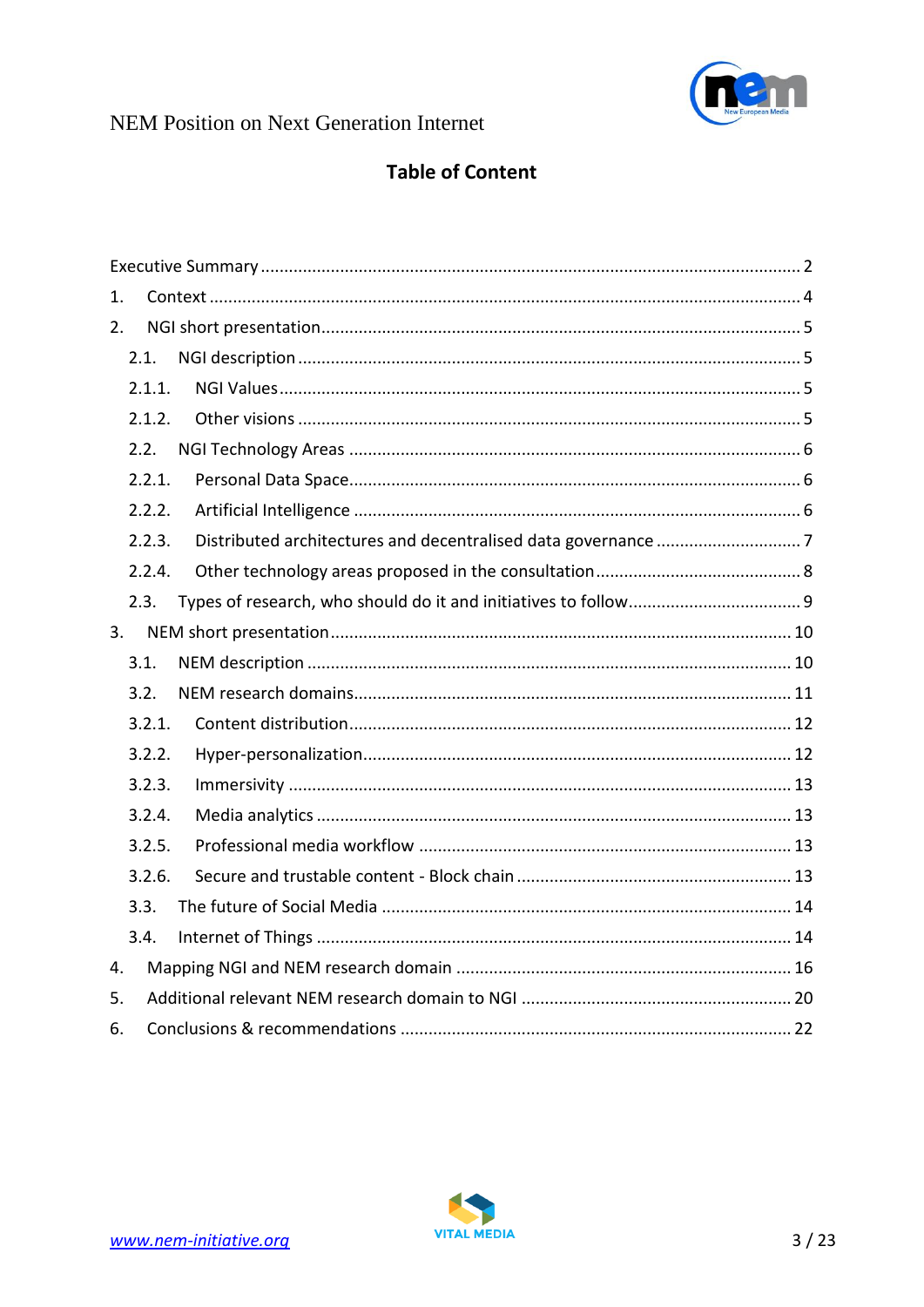## Table of Content

Executive Summary ..... 2

1. Context ..... 4
2. NGI short presentation ..... 5
   - 2.1. NGI description ..... 5
     - 2.1.1. NGI Values ..... 5
     - 2.1.2. Other visions ..... 5
   - 2.2. NGI Technology Areas ..... 6
     - 2.2.1. Personal Data Space ..... 6
     - 2.2.2. Artificial Intelligence ..... 6
     - 2.2.3. Distributed architectures and decentralised data governance ..... 7
     - 2.2.4. Other technology areas proposed in the consultation ..... 8
   - 2.3. Types of research, who should do it and initiatives to follow ..... 9
3. NEM short presentation ..... 10
   - 3.1. NEM description ..... 10
   - 3.2. NEM research domains ..... 11
     - 3.2.1. Content distribution ..... 12
     - 3.2.2. Hyper-personalization ..... 12
     - 3.2.3. Immersivity ..... 13
     - 3.2.4. Media analytics ..... 13
     - 3.2.5. Professional media workflow ..... 13
     - 3.2.6. Secure and trustable content - Block chain ..... 13
   - 3.3. The future of Social Media ..... 14
   - 3.4. Internet of Things ..... 14
4. Mapping NGI and NEM research domain ..... 16
5. Additional relevant NEM research domain to NGI ..... 20
6. Conclusions & recommendations ..... 22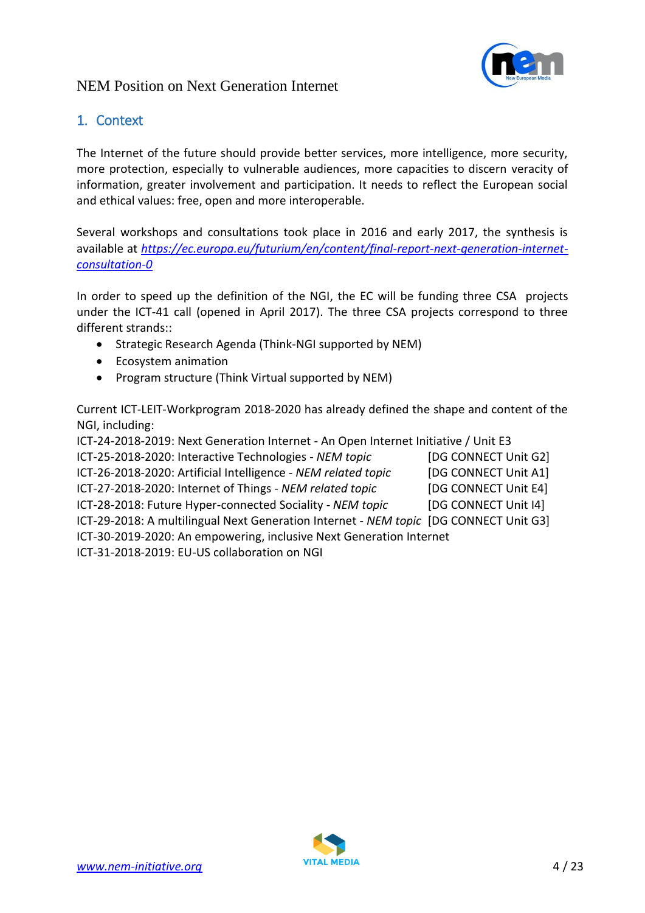## 1. Context

The Internet of the future should provide better services, more intelligence, more security, more protection, especially to vulnerable audiences, more capacities to discern veracity of information, greater involvement and participation. It needs to reflect the European social and ethical values: free, open and more interoperable.

Several workshops and consultations took place in 2016 and early 2017, the synthesis is available at [https://ec.europa.eu/futurium/en/content/final-report-next-generation-internet-consultation-0](https://ec.europa.eu/futurium/en/content/final-report-next-generation-internet-consultation-0)

In order to speed up the definition of the NGI, the EC will be funding three CSA projects under the ICT-41 call (opened in April 2017). The three CSA projects correspond to three different strands::

- Strategic Research Agenda (Think-NGI supported by NEM)
- Ecosystem animation
- Program structure (Think Virtual supported by NEM)

Current ICT-LEIT-Workprogram 2018-2020 has already defined the shape and content of the NGI, including:

ICT-24-2018-2019: Next Generation Internet - An Open Internet Initiative / Unit E3
ICT-25-2018-2020: Interactive Technologies - *NEM topic* [DG CONNECT Unit G2]
ICT-26-2018-2020: Artificial Intelligence - *NEM related topic* [DG CONNECT Unit A1]
ICT-27-2018-2020: Internet of Things - *NEM related topic* [DG CONNECT Unit E4]
ICT-28-2018: Future Hyper-connected Sociality - *NEM topic* [DG CONNECT Unit I4]
ICT-29-2018: A multilingual Next Generation Internet - *NEM topic* [DG CONNECT Unit G3]
ICT-30-2019-2020: An empowering, inclusive Next Generation Internet
ICT-31-2018-2019: EU-US collaboration on NGI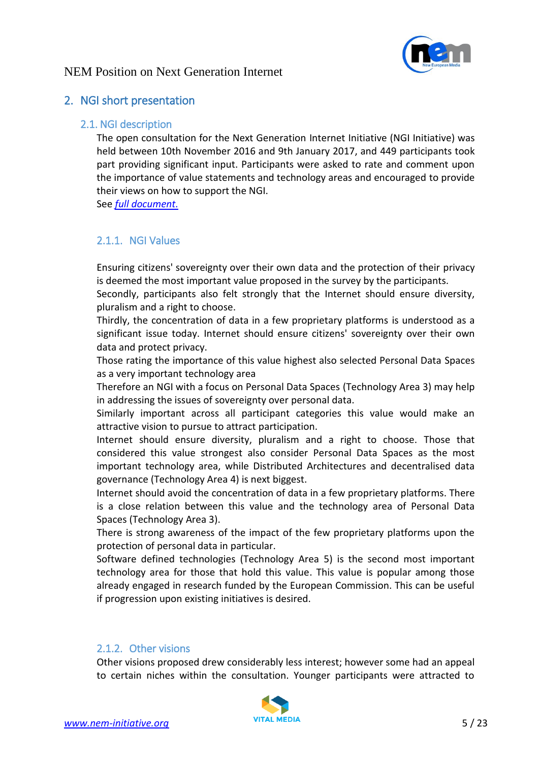## 2. NGI short presentation

### 2.1. NGI description

The open consultation for the Next Generation Internet Initiative (NGI Initiative) was held between 10th November 2016 and 9th January 2017, and 449 participants took part providing significant input. Participants were asked to rate and comment upon the importance of value statements and technology areas and encouraged to provide their views on how to support the NGI.

See *full document*.

#### 2.1.1. NGI Values

Ensuring citizens' sovereignty over their own data and the protection of their privacy is deemed the most important value proposed in the survey by the participants.

Secondly, participants also felt strongly that the Internet should ensure diversity, pluralism and a right to choose.

Thirdly, the concentration of data in a few proprietary platforms is understood as a significant issue today. Internet should ensure citizens' sovereignty over their own data and protect privacy.

Those rating the importance of this value highest also selected Personal Data Spaces as a very important technology area

Therefore an NGI with a focus on Personal Data Spaces (Technology Area 3) may help in addressing the issues of sovereignty over personal data.

Similarly important across all participant categories this value would make an attractive vision to pursue to attract participation.

Internet should ensure diversity, pluralism and a right to choose. Those that considered this value strongest also consider Personal Data Spaces as the most important technology area, while Distributed Architectures and decentralised data governance (Technology Area 4) is next biggest.

Internet should avoid the concentration of data in a few proprietary platforms. There is a close relation between this value and the technology area of Personal Data Spaces (Technology Area 3).

There is strong awareness of the impact of the few proprietary platforms upon the protection of personal data in particular.

Software defined technologies (Technology Area 5) is the second most important technology area for those that hold this value. This value is popular among those already engaged in research funded by the European Commission. This can be useful if progression upon existing initiatives is desired.

#### 2.1.2. Other visions

Other visions proposed drew considerably less interest; however some had an appeal to certain niches within the consultation. Younger participants were attracted to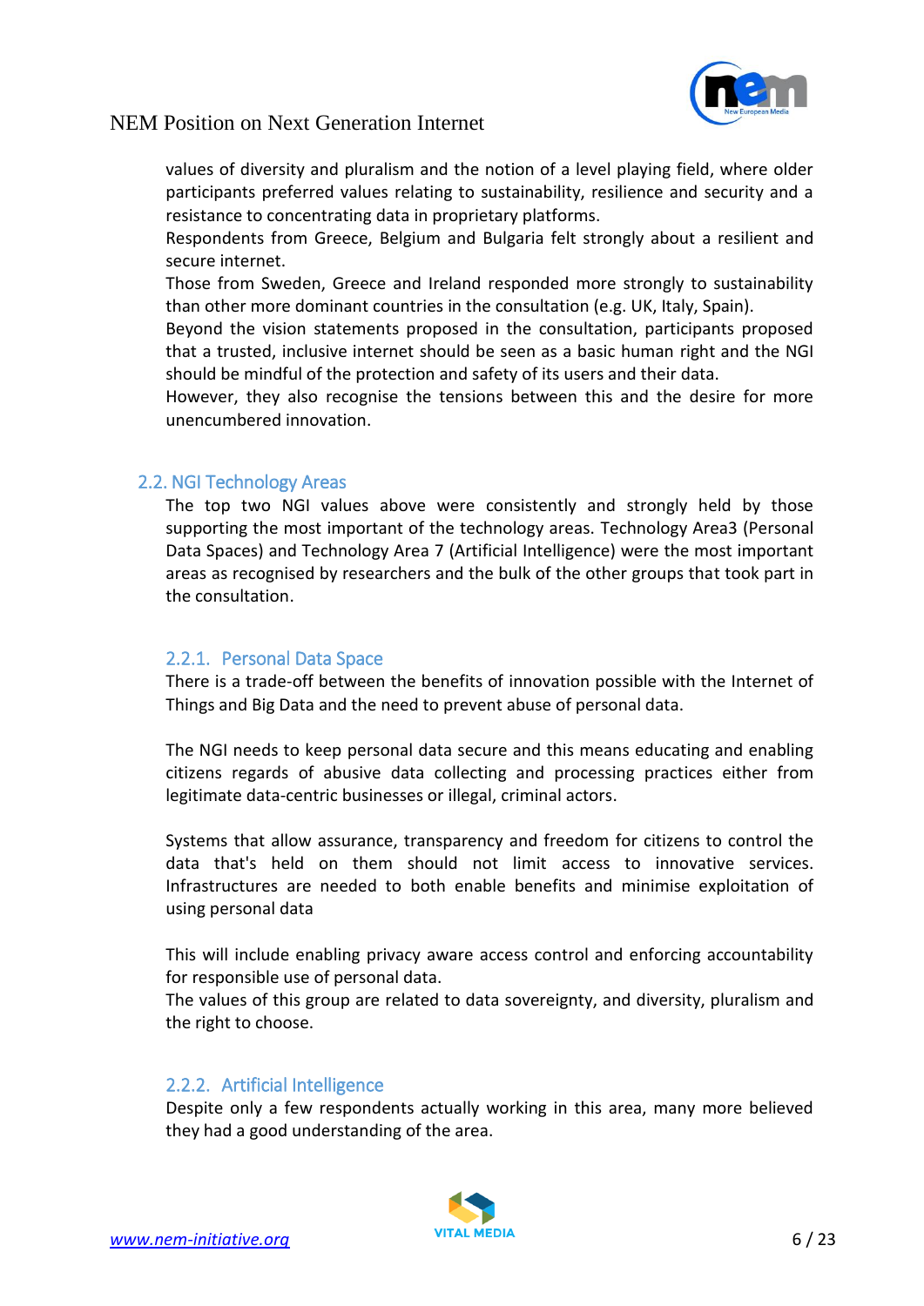values of diversity and pluralism and the notion of a level playing field, where older participants preferred values relating to sustainability, resilience and security and a resistance to concentrating data in proprietary platforms.

Respondents from Greece, Belgium and Bulgaria felt strongly about a resilient and secure internet.

Those from Sweden, Greece and Ireland responded more strongly to sustainability than other more dominant countries in the consultation (e.g. UK, Italy, Spain).

Beyond the vision statements proposed in the consultation, participants proposed that a trusted, inclusive internet should be seen as a basic human right and the NGI should be mindful of the protection and safety of its users and their data.

However, they also recognise the tensions between this and the desire for more unencumbered innovation.

## 2.2. NGI Technology Areas

The top two NGI values above were consistently and strongly held by those supporting the most important of the technology areas. Technology Area3 (Personal Data Spaces) and Technology Area 7 (Artificial Intelligence) were the most important areas as recognised by researchers and the bulk of the other groups that took part in the consultation.

### 2.2.1. Personal Data Space

There is a trade-off between the benefits of innovation possible with the Internet of Things and Big Data and the need to prevent abuse of personal data.

The NGI needs to keep personal data secure and this means educating and enabling citizens regards of abusive data collecting and processing practices either from legitimate data-centric businesses or illegal, criminal actors.

Systems that allow assurance, transparency and freedom for citizens to control the data that's held on them should not limit access to innovative services. Infrastructures are needed to both enable benefits and minimise exploitation of using personal data

This will include enabling privacy aware access control and enforcing accountability for responsible use of personal data.

The values of this group are related to data sovereignty, and diversity, pluralism and the right to choose.

### 2.2.2. Artificial Intelligence

Despite only a few respondents actually working in this area, many more believed they had a good understanding of the area.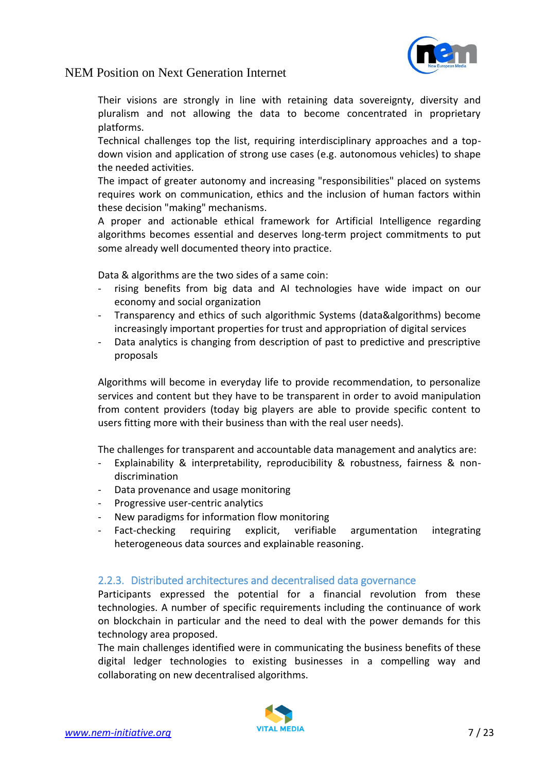Their visions are strongly in line with retaining data sovereignty, diversity and pluralism and not allowing the data to become concentrated in proprietary platforms.
Technical challenges top the list, requiring interdisciplinary approaches and a top-down vision and application of strong use cases (e.g. autonomous vehicles) to shape the needed activities.
The impact of greater autonomy and increasing "responsibilities" placed on systems requires work on communication, ethics and the inclusion of human factors within these decision "making" mechanisms.
A proper and actionable ethical framework for Artificial Intelligence regarding algorithms becomes essential and deserves long-term project commitments to put some already well documented theory into practice.

Data & algorithms are the two sides of a same coin:

- rising benefits from big data and AI technologies have wide impact on our economy and social organization
- Transparency and ethics of such algorithmic Systems (data&algorithms) become increasingly important properties for trust and appropriation of digital services
- Data analytics is changing from description of past to predictive and prescriptive proposals

Algorithms will become in everyday life to provide recommendation, to personalize services and content but they have to be transparent in order to avoid manipulation from content providers (today big players are able to provide specific content to users fitting more with their business than with the real user needs).

The challenges for transparent and accountable data management and analytics are:

- Explainability & interpretability, reproducibility & robustness, fairness & non-discrimination
- Data provenance and usage monitoring
- Progressive user-centric analytics
- New paradigms for information flow monitoring
- Fact-checking requiring explicit, verifiable argumentation integrating heterogeneous data sources and explainable reasoning.

### 2.2.3. Distributed architectures and decentralised data governance

Participants expressed the potential for a financial revolution from these technologies. A number of specific requirements including the continuance of work on blockchain in particular and the need to deal with the power demands for this technology area proposed.
The main challenges identified were in communicating the business benefits of these digital ledger technologies to existing businesses in a compelling way and collaborating on new decentralised algorithms.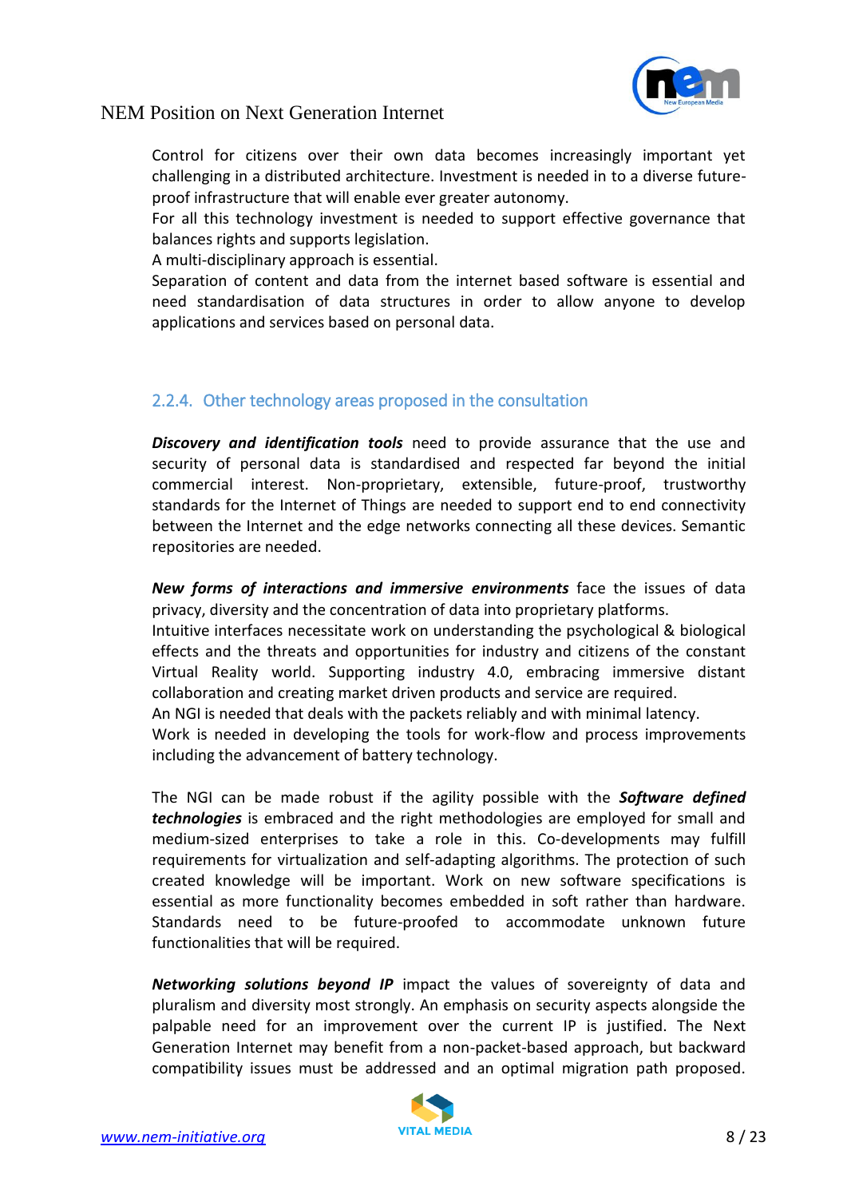Control for citizens over their own data becomes increasingly important yet challenging in a distributed architecture. Investment is needed in to a diverse future-proof infrastructure that will enable ever greater autonomy.

For all this technology investment is needed to support effective governance that balances rights and supports legislation.

A multi-disciplinary approach is essential.

Separation of content and data from the internet based software is essential and need standardisation of data structures in order to allow anyone to develop applications and services based on personal data.

### 2.2.4. Other technology areas proposed in the consultation

***Discovery and identification tools*** need to provide assurance that the use and security of personal data is standardised and respected far beyond the initial commercial interest. Non-proprietary, extensible, future-proof, trustworthy standards for the Internet of Things are needed to support end to end connectivity between the Internet and the edge networks connecting all these devices. Semantic repositories are needed.

***New forms of interactions and immersive environments*** face the issues of data privacy, diversity and the concentration of data into proprietary platforms.

Intuitive interfaces necessitate work on understanding the psychological & biological effects and the threats and opportunities for industry and citizens of the constant Virtual Reality world. Supporting industry 4.0, embracing immersive distant collaboration and creating market driven products and service are required.

An NGI is needed that deals with the packets reliably and with minimal latency.

Work is needed in developing the tools for work-flow and process improvements including the advancement of battery technology.

The NGI can be made robust if the agility possible with the ***Software defined technologies*** is embraced and the right methodologies are employed for small and medium-sized enterprises to take a role in this. Co-developments may fulfill requirements for virtualization and self-adapting algorithms. The protection of such created knowledge will be important. Work on new software specifications is essential as more functionality becomes embedded in soft rather than hardware. Standards need to be future-proofed to accommodate unknown future functionalities that will be required.

***Networking solutions beyond IP*** impact the values of sovereignty of data and pluralism and diversity most strongly. An emphasis on security aspects alongside the palpable need for an improvement over the current IP is justified. The Next Generation Internet may benefit from a non-packet-based approach, but backward compatibility issues must be addressed and an optimal migration path proposed.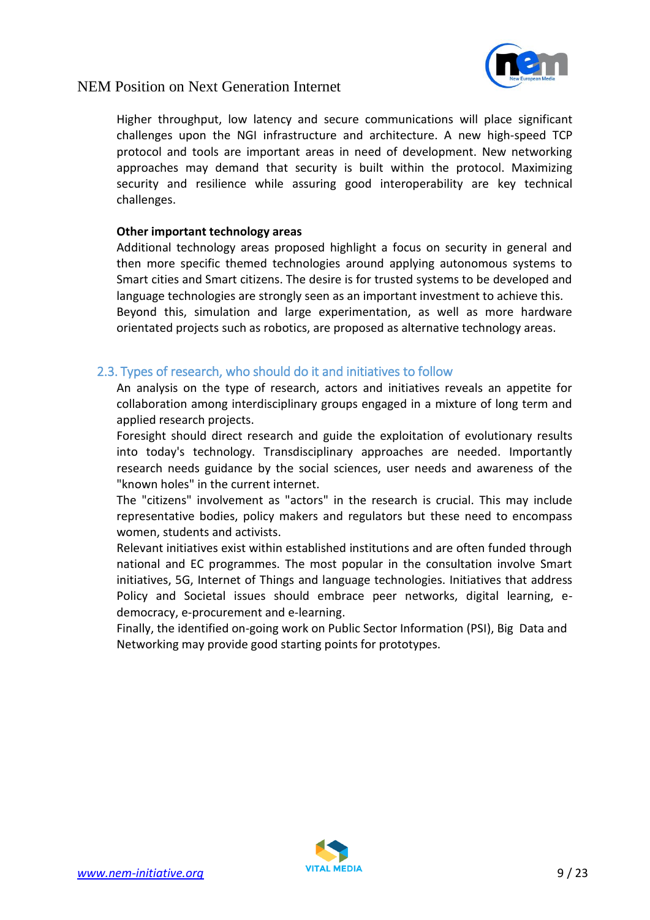Higher throughput, low latency and secure communications will place significant challenges upon the NGI infrastructure and architecture. A new high-speed TCP protocol and tools are important areas in need of development. New networking approaches may demand that security is built within the protocol. Maximizing security and resilience while assuring good interoperability are key technical challenges.

**Other important technology areas**

Additional technology areas proposed highlight a focus on security in general and then more specific themed technologies around applying autonomous systems to Smart cities and Smart citizens. The desire is for trusted systems to be developed and language technologies are strongly seen as an important investment to achieve this.
Beyond this, simulation and large experimentation, as well as more hardware orientated projects such as robotics, are proposed as alternative technology areas.

## 2.3. Types of research, who should do it and initiatives to follow

An analysis on the type of research, actors and initiatives reveals an appetite for collaboration among interdisciplinary groups engaged in a mixture of long term and applied research projects.

Foresight should direct research and guide the exploitation of evolutionary results into today's technology. Transdisciplinary approaches are needed. Importantly research needs guidance by the social sciences, user needs and awareness of the "known holes" in the current internet.

The "citizens" involvement as "actors" in the research is crucial. This may include representative bodies, policy makers and regulators but these need to encompass women, students and activists.

Relevant initiatives exist within established institutions and are often funded through national and EC programmes. The most popular in the consultation involve Smart initiatives, 5G, Internet of Things and language technologies. Initiatives that address Policy and Societal issues should embrace peer networks, digital learning, e-democracy, e-procurement and e-learning.

Finally, the identified on-going work on Public Sector Information (PSI), Big Data and Networking may provide good starting points for prototypes.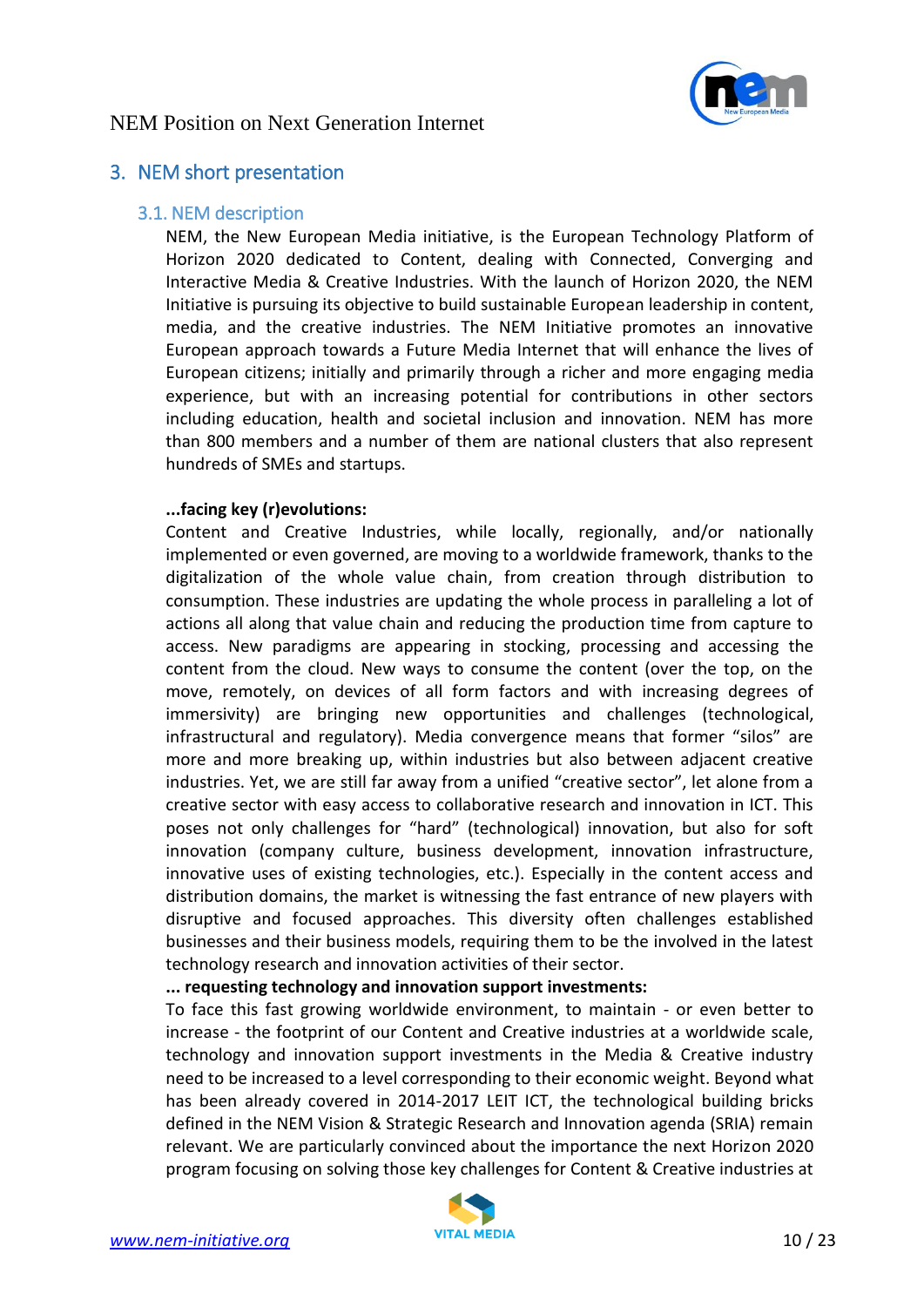## 3. NEM short presentation

### 3.1. NEM description

NEM, the New European Media initiative, is the European Technology Platform of Horizon 2020 dedicated to Content, dealing with Connected, Converging and Interactive Media & Creative Industries. With the launch of Horizon 2020, the NEM Initiative is pursuing its objective to build sustainable European leadership in content, media, and the creative industries. The NEM Initiative promotes an innovative European approach towards a Future Media Internet that will enhance the lives of European citizens; initially and primarily through a richer and more engaging media experience, but with an increasing potential for contributions in other sectors including education, health and societal inclusion and innovation. NEM has more than 800 members and a number of them are national clusters that also represent hundreds of SMEs and startups.

**...facing key (r)evolutions:**

Content and Creative Industries, while locally, regionally, and/or nationally implemented or even governed, are moving to a worldwide framework, thanks to the digitalization of the whole value chain, from creation through distribution to consumption. These industries are updating the whole process in paralleling a lot of actions all along that value chain and reducing the production time from capture to access. New paradigms are appearing in stocking, processing and accessing the content from the cloud. New ways to consume the content (over the top, on the move, remotely, on devices of all form factors and with increasing degrees of immersivity) are bringing new opportunities and challenges (technological, infrastructural and regulatory). Media convergence means that former “silos” are more and more breaking up, within industries but also between adjacent creative industries. Yet, we are still far away from a unified “creative sector”, let alone from a creative sector with easy access to collaborative research and innovation in ICT. This poses not only challenges for “hard” (technological) innovation, but also for soft innovation (company culture, business development, innovation infrastructure, innovative uses of existing technologies, etc.). Especially in the content access and distribution domains, the market is witnessing the fast entrance of new players with disruptive and focused approaches. This diversity often challenges established businesses and their business models, requiring them to be the involved in the latest technology research and innovation activities of their sector.

**... requesting technology and innovation support investments:**

To face this fast growing worldwide environment, to maintain - or even better to increase - the footprint of our Content and Creative industries at a worldwide scale, technology and innovation support investments in the Media & Creative industry need to be increased to a level corresponding to their economic weight. Beyond what has been already covered in 2014-2017 LEIT ICT, the technological building bricks defined in the NEM Vision & Strategic Research and Innovation agenda (SRIA) remain relevant. We are particularly convinced about the importance the next Horizon 2020 program focusing on solving those key challenges for Content & Creative industries at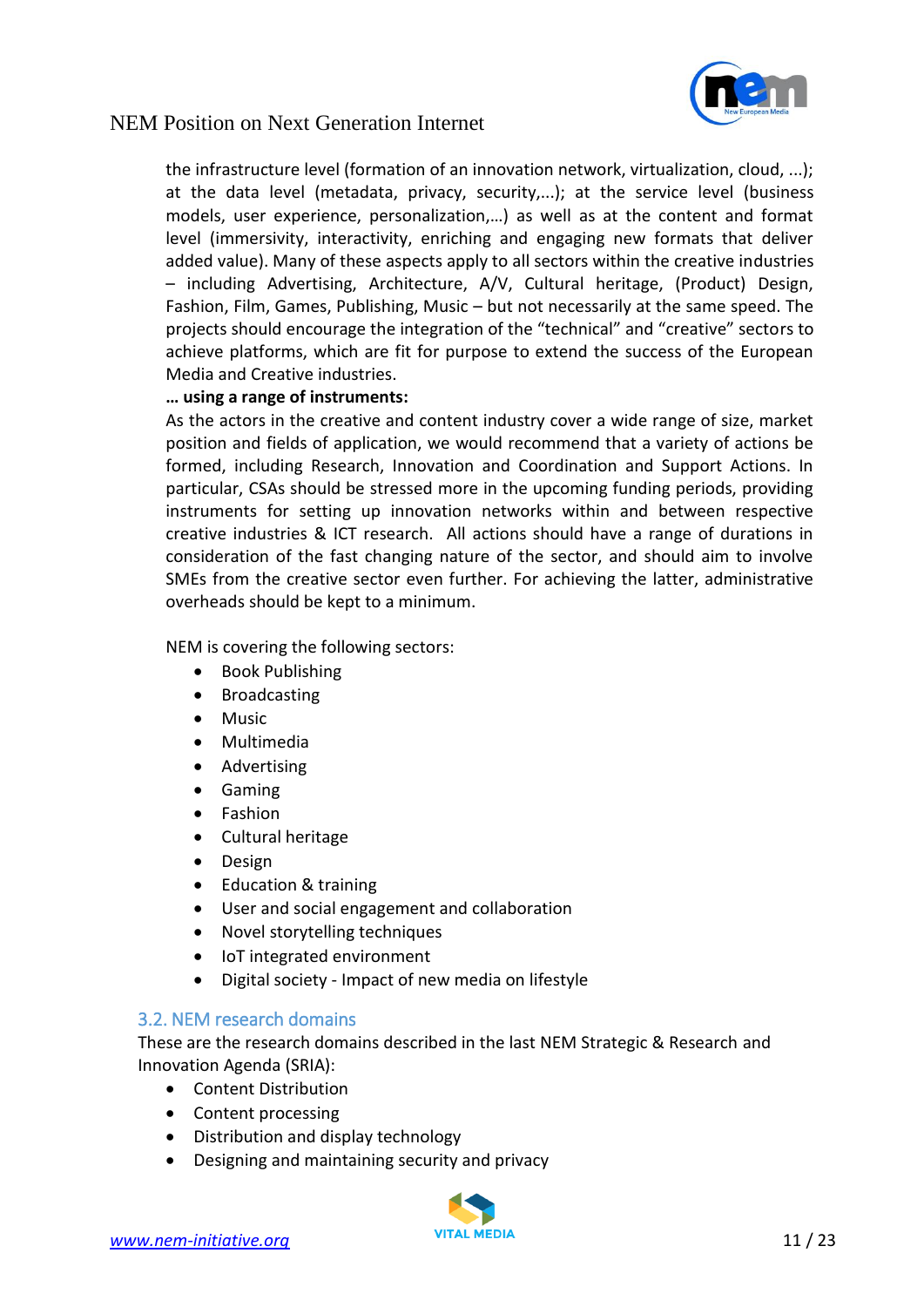the infrastructure level (formation of an innovation network, virtualization, cloud, ...); at the data level (metadata, privacy, security,...); at the service level (business models, user experience, personalization,…) as well as at the content and format level (immersivity, interactivity, enriching and engaging new formats that deliver added value). Many of these aspects apply to all sectors within the creative industries – including Advertising, Architecture, A/V, Cultural heritage, (Product) Design, Fashion, Film, Games, Publishing, Music – but not necessarily at the same speed. The projects should encourage the integration of the "technical" and "creative" sectors to achieve platforms, which are fit for purpose to extend the success of the European Media and Creative industries.

**… using a range of instruments:**

As the actors in the creative and content industry cover a wide range of size, market position and fields of application, we would recommend that a variety of actions be formed, including Research, Innovation and Coordination and Support Actions. In particular, CSAs should be stressed more in the upcoming funding periods, providing instruments for setting up innovation networks within and between respective creative industries & ICT research. All actions should have a range of durations in consideration of the fast changing nature of the sector, and should aim to involve SMEs from the creative sector even further. For achieving the latter, administrative overheads should be kept to a minimum.

NEM is covering the following sectors:

- Book Publishing
- Broadcasting
- Music
- Multimedia
- Advertising
- Gaming
- Fashion
- Cultural heritage
- Design
- Education & training
- User and social engagement and collaboration
- Novel storytelling techniques
- IoT integrated environment
- Digital society - Impact of new media on lifestyle

## 3.2. NEM research domains

These are the research domains described in the last NEM Strategic & Research and Innovation Agenda (SRIA):

- Content Distribution
- Content processing
- Distribution and display technology
- Designing and maintaining security and privacy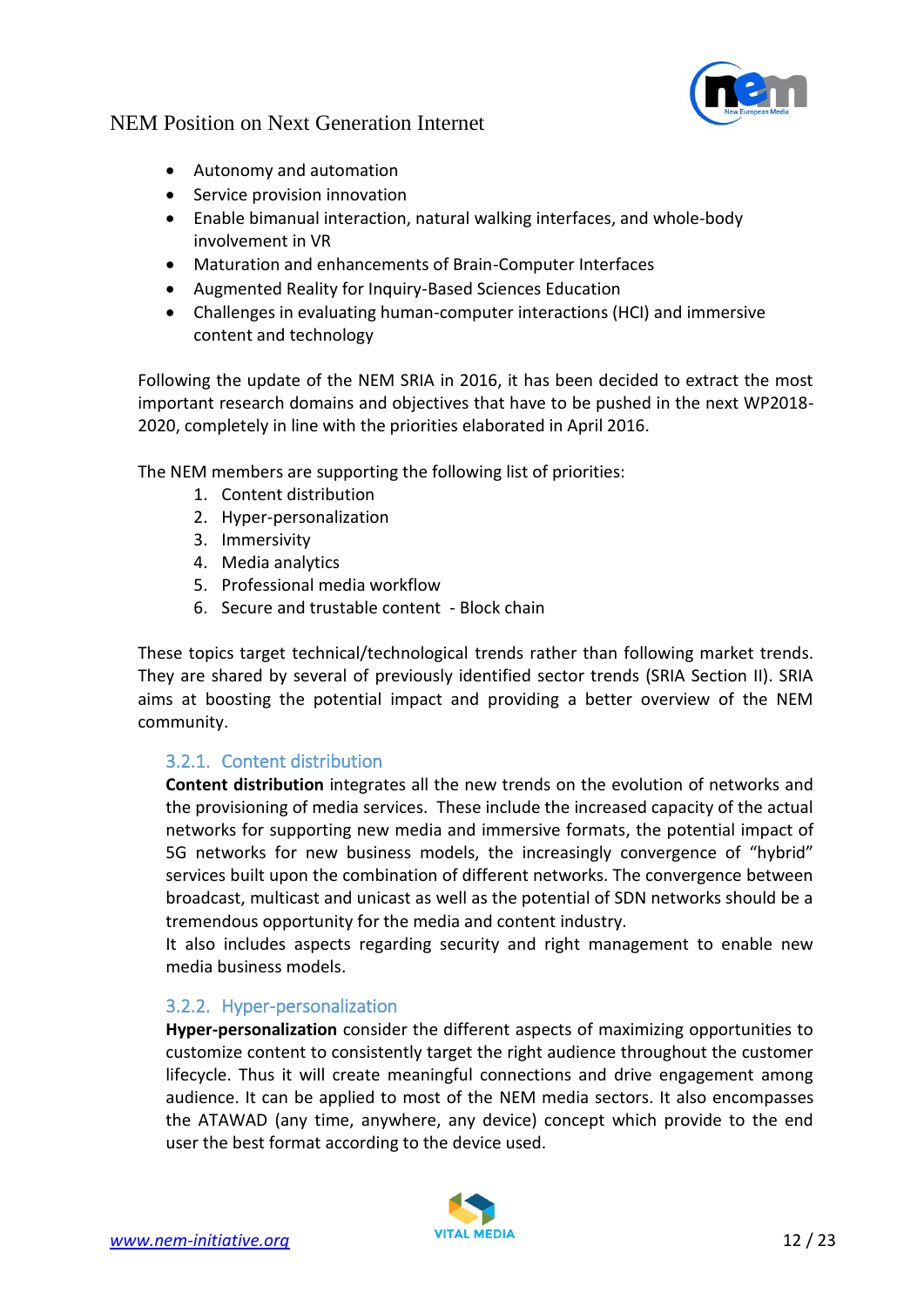- Autonomy and automation
- Service provision innovation
- Enable bimanual interaction, natural walking interfaces, and whole-body involvement in VR
- Maturation and enhancements of Brain-Computer Interfaces
- Augmented Reality for Inquiry-Based Sciences Education
- Challenges in evaluating human-computer interactions (HCI) and immersive content and technology

Following the update of the NEM SRIA in 2016, it has been decided to extract the most important research domains and objectives that have to be pushed in the next WP2018-2020, completely in line with the priorities elaborated in April 2016.

The NEM members are supporting the following list of priorities:

1. Content distribution
2. Hyper-personalization
3. Immersivity
4. Media analytics
5. Professional media workflow
6. Secure and trustable content - Block chain

These topics target technical/technological trends rather than following market trends. They are shared by several of previously identified sector trends (SRIA Section II). SRIA aims at boosting the potential impact and providing a better overview of the NEM community.

### 3.2.1. Content distribution

**Content distribution** integrates all the new trends on the evolution of networks and the provisioning of media services. These include the increased capacity of the actual networks for supporting new media and immersive formats, the potential impact of 5G networks for new business models, the increasingly convergence of "hybrid" services built upon the combination of different networks. The convergence between broadcast, multicast and unicast as well as the potential of SDN networks should be a tremendous opportunity for the media and content industry.

It also includes aspects regarding security and right management to enable new media business models.

### 3.2.2. Hyper-personalization

**Hyper-personalization** consider the different aspects of maximizing opportunities to customize content to consistently target the right audience throughout the customer lifecycle. Thus it will create meaningful connections and drive engagement among audience. It can be applied to most of the NEM media sectors. It also encompasses the ATAWAD (any time, anywhere, any device) concept which provide to the end user the best format according to the device used.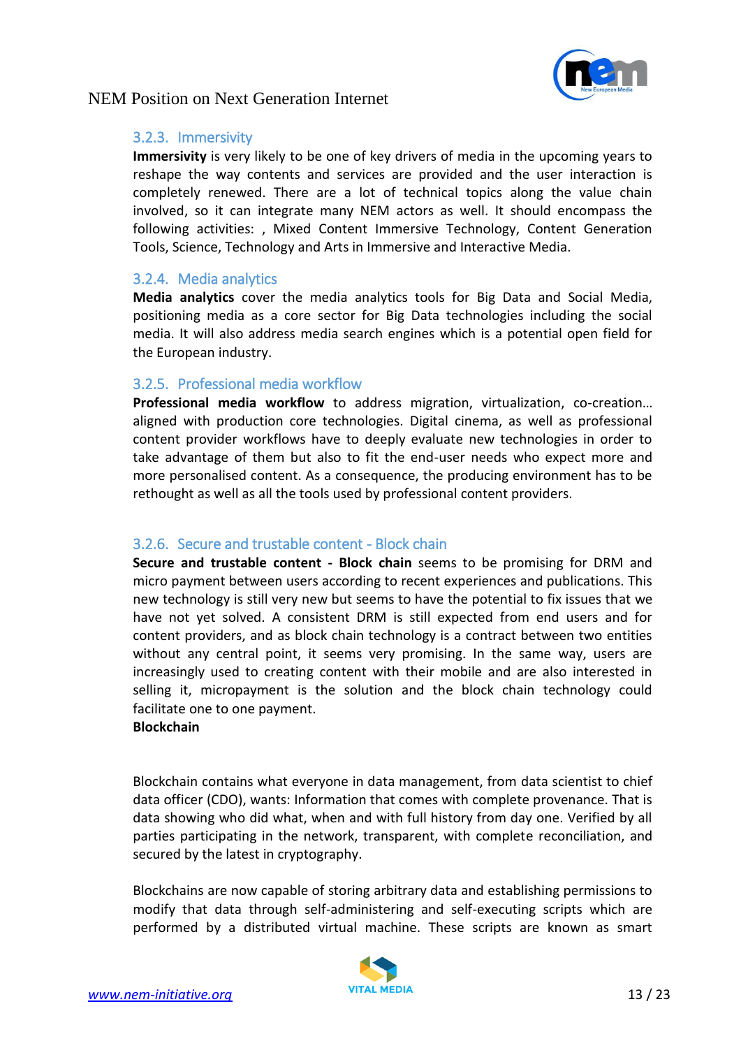### 3.2.3. Immersivity

**Immersivity** is very likely to be one of key drivers of media in the upcoming years to reshape the way contents and services are provided and the user interaction is completely renewed. There are a lot of technical topics along the value chain involved, so it can integrate many NEM actors as well. It should encompass the following activities: , Mixed Content Immersive Technology, Content Generation Tools, Science, Technology and Arts in Immersive and Interactive Media.

### 3.2.4. Media analytics

**Media analytics** cover the media analytics tools for Big Data and Social Media, positioning media as a core sector for Big Data technologies including the social media. It will also address media search engines which is a potential open field for the European industry.

### 3.2.5. Professional media workflow

**Professional media workflow** to address migration, virtualization, co-creation… aligned with production core technologies. Digital cinema, as well as professional content provider workflows have to deeply evaluate new technologies in order to take advantage of them but also to fit the end-user needs who expect more and more personalised content. As a consequence, the producing environment has to be rethought as well as all the tools used by professional content providers.

### 3.2.6. Secure and trustable content - Block chain

**Secure and trustable content - Block chain** seems to be promising for DRM and micro payment between users according to recent experiences and publications. This new technology is still very new but seems to have the potential to fix issues that we have not yet solved. A consistent DRM is still expected from end users and for content providers, and as block chain technology is a contract between two entities without any central point, it seems very promising. In the same way, users are increasingly used to creating content with their mobile and are also interested in selling it, micropayment is the solution and the block chain technology could facilitate one to one payment.

**Blockchain**

Blockchain contains what everyone in data management, from data scientist to chief data officer (CDO), wants: Information that comes with complete provenance. That is data showing who did what, when and with full history from day one. Verified by all parties participating in the network, transparent, with complete reconciliation, and secured by the latest in cryptography.

Blockchains are now capable of storing arbitrary data and establishing permissions to modify that data through self-administering and self-executing scripts which are performed by a distributed virtual machine. These scripts are known as smart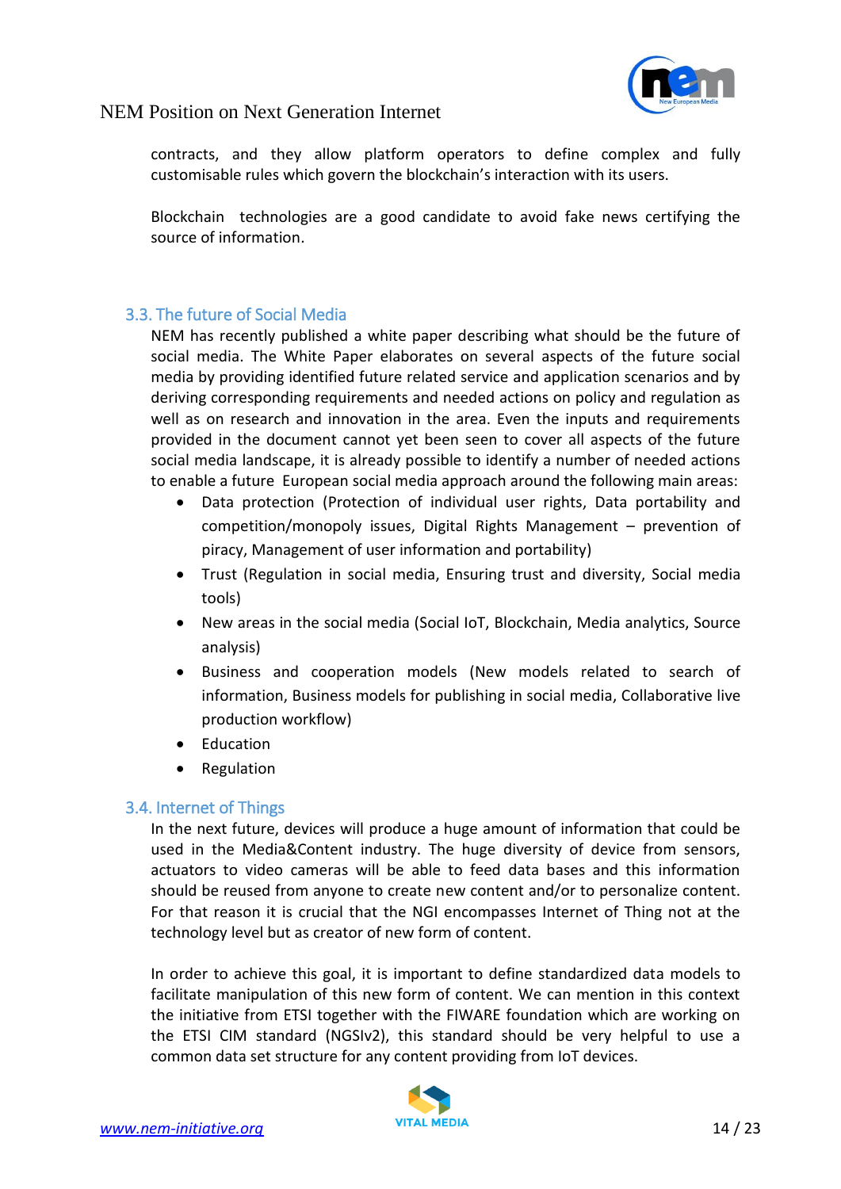contracts, and they allow platform operators to define complex and fully customisable rules which govern the blockchain's interaction with its users.

Blockchain technologies are a good candidate to avoid fake news certifying the source of information.

## 3.3. The future of Social Media

NEM has recently published a white paper describing what should be the future of social media. The White Paper elaborates on several aspects of the future social media by providing identified future related service and application scenarios and by deriving corresponding requirements and needed actions on policy and regulation as well as on research and innovation in the area. Even the inputs and requirements provided in the document cannot yet been seen to cover all aspects of the future social media landscape, it is already possible to identify a number of needed actions to enable a future European social media approach around the following main areas:

- Data protection (Protection of individual user rights, Data portability and competition/monopoly issues, Digital Rights Management – prevention of piracy, Management of user information and portability)
- Trust (Regulation in social media, Ensuring trust and diversity, Social media tools)
- New areas in the social media (Social IoT, Blockchain, Media analytics, Source analysis)
- Business and cooperation models (New models related to search of information, Business models for publishing in social media, Collaborative live production workflow)
- Education
- Regulation

## 3.4. Internet of Things

In the next future, devices will produce a huge amount of information that could be used in the Media&Content industry. The huge diversity of device from sensors, actuators to video cameras will be able to feed data bases and this information should be reused from anyone to create new content and/or to personalize content. For that reason it is crucial that the NGI encompasses Internet of Thing not at the technology level but as creator of new form of content.

In order to achieve this goal, it is important to define standardized data models to facilitate manipulation of this new form of content. We can mention in this context the initiative from ETSI together with the FIWARE foundation which are working on the ETSI CIM standard (NGSIv2), this standard should be very helpful to use a common data set structure for any content providing from IoT devices.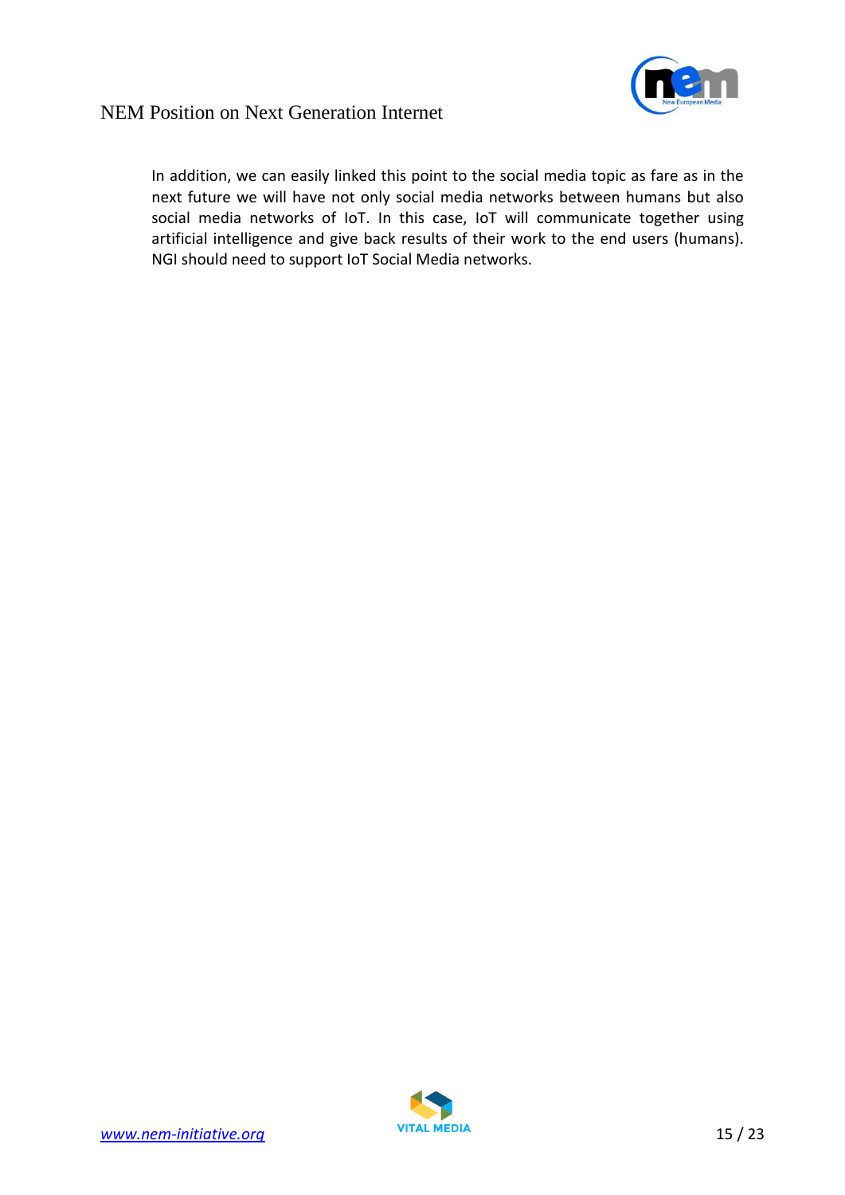In addition, we can easily linked this point to the social media topic as fare as in the next future we will have not only social media networks between humans but also social media networks of IoT. In this case, IoT will communicate together using artificial intelligence and give back results of their work to the end users (humans). NGI should need to support IoT Social Media networks.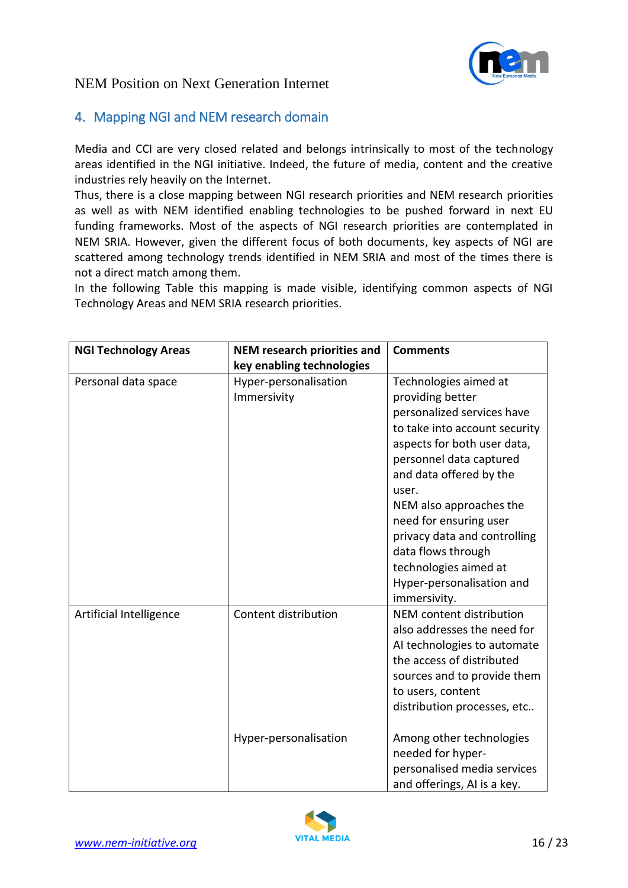## 4. Mapping NGI and NEM research domain

Media and CCI are very closed related and belongs intrinsically to most of the technology areas identified in the NGI initiative. Indeed, the future of media, content and the creative industries rely heavily on the Internet.

Thus, there is a close mapping between NGI research priorities and NEM research priorities as well as with NEM identified enabling technologies to be pushed forward in next EU funding frameworks. Most of the aspects of NGI research priorities are contemplated in NEM SRIA. However, given the different focus of both documents, key aspects of NGI are scattered among technology trends identified in NEM SRIA and most of the times there is not a direct match among them.

In the following Table this mapping is made visible, identifying common aspects of NGI Technology Areas and NEM SRIA research priorities.

| NGI Technology Areas | NEM research priorities and key enabling technologies | Comments |
| --- | --- | --- |
| Personal data space | Hyper-personalisation<br>Immersivity | Technologies aimed at providing better personalized services have to take into account security aspects for both user data, personnel data captured and data offered by the user.<br>NEM also approaches the need for ensuring user privacy data and controlling data flows through technologies aimed at Hyper-personalisation and immersivity. |
| Artificial Intelligence | Content distribution | NEM content distribution also addresses the need for AI technologies to automate the access of distributed sources and to provide them to users, content distribution processes, etc.. |
| | Hyper-personalisation | Among other technologies needed for hyper-personalised media services and offerings, AI is a key. |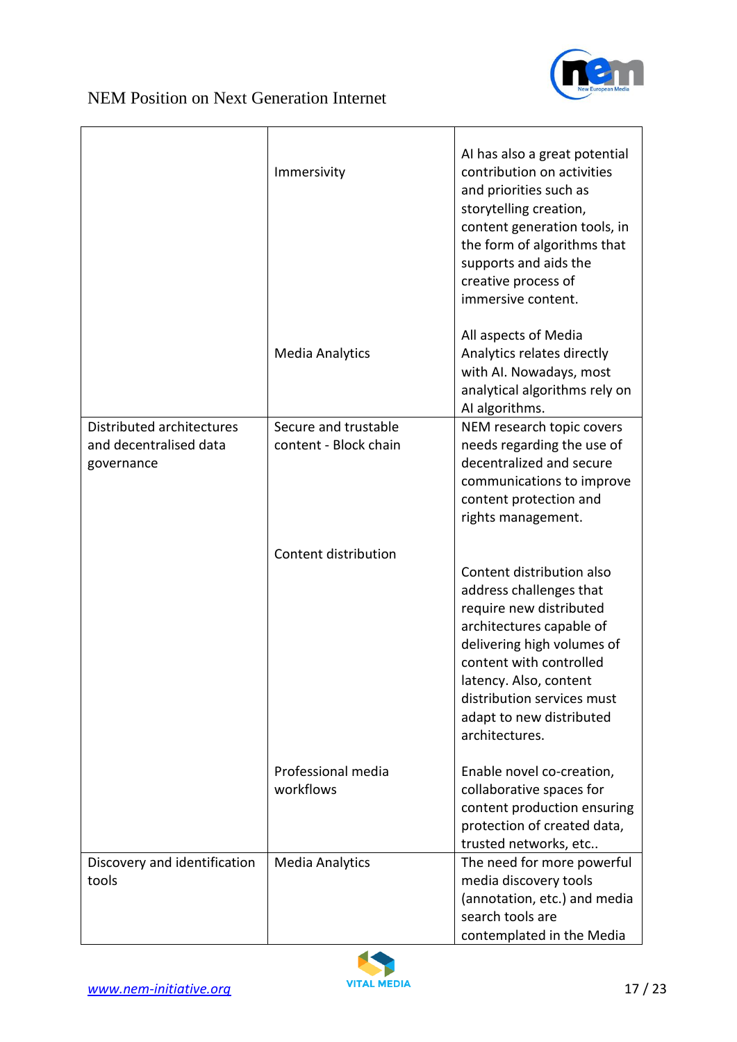| | | |
|---|---|---|
| | Immersivity | AI has also a great potential contribution on activities and priorities such as storytelling creation, content generation tools, in the form of algorithms that supports and aids the creative process of immersive content. |
| | Media Analytics | All aspects of Media Analytics relates directly with AI. Nowadays, most analytical algorithms rely on AI algorithms. |
| Distributed architectures and decentralised data governance | Secure and trustable content - Block chain | NEM research topic covers needs regarding the use of decentralized and secure communications to improve content protection and rights management. |
| | Content distribution | Content distribution also address challenges that require new distributed architectures capable of delivering high volumes of content with controlled latency. Also, content distribution services must adapt to new distributed architectures. |
| | Professional media workflows | Enable novel co-creation, collaborative spaces for content production ensuring protection of created data, trusted networks, etc.. |
| Discovery and identification tools | Media Analytics | The need for more powerful media discovery tools (annotation, etc.) and media search tools are contemplated in the Media |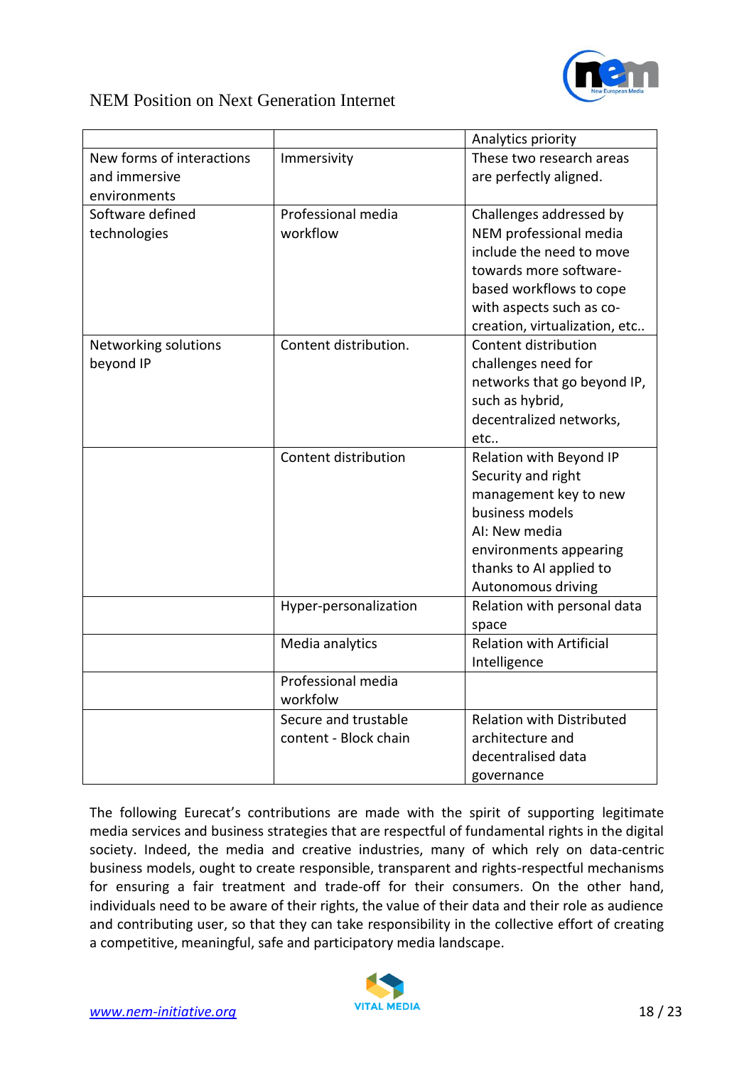| | | Analytics priority |
|---|---|---|
| New forms of interactions and immersive environments | Immersivity | These two research areas are perfectly aligned. |
| Software defined technologies | Professional media workflow | Challenges addressed by NEM professional media include the need to move towards more software-based workflows to cope with aspects such as co-creation, virtualization, etc.. |
| Networking solutions beyond IP | Content distribution. | Content distribution challenges need for networks that go beyond IP, such as hybrid, decentralized networks, etc.. |
| | Content distribution | Relation with Beyond IP Security and right management key to new business models AI: New media environments appearing thanks to AI applied to Autonomous driving |
| | Hyper-personalization | Relation with personal data space |
| | Media analytics | Relation with Artificial Intelligence |
| | Professional media workfolw | |
| | Secure and trustable content - Block chain | Relation with Distributed architecture and decentralised data governance |

The following Eurecat's contributions are made with the spirit of supporting legitimate media services and business strategies that are respectful of fundamental rights in the digital society. Indeed, the media and creative industries, many of which rely on data-centric business models, ought to create responsible, transparent and rights-respectful mechanisms for ensuring a fair treatment and trade-off for their consumers. On the other hand, individuals need to be aware of their rights, the value of their data and their role as audience and contributing user, so that they can take responsibility in the collective effort of creating a competitive, meaningful, safe and participatory media landscape.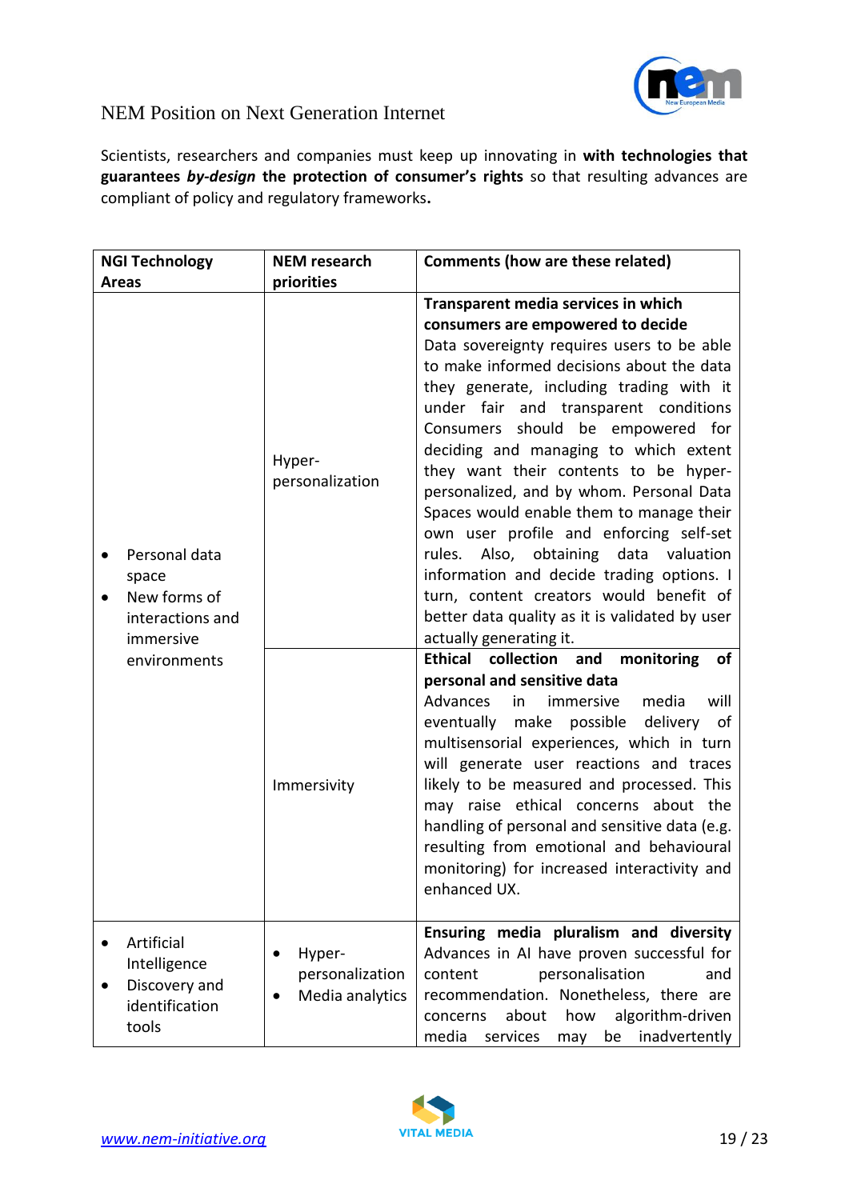Scientists, researchers and companies must keep up innovating in **with technologies that guarantees *by-design* the protection of consumer's rights** so that resulting advances are compliant of policy and regulatory frameworks**.**

| NGI Technology Areas | NEM research priorities | Comments (how are these related) |
|---|---|---|
| • Personal data space<br>• New forms of interactions and immersive environments | Hyper-personalization | **Transparent media services in which consumers are empowered to decide**<br>Data sovereignty requires users to be able to make informed decisions about the data they generate, including trading with it under fair and transparent conditions Consumers should be empowered for deciding and managing to which extent they want their contents to be hyper-personalized, and by whom. Personal Data Spaces would enable them to manage their own user profile and enforcing self-set rules. Also, obtaining data valuation information and decide trading options. I turn, content creators would benefit of better data quality as it is validated by user actually generating it. |
| | Immersivity | **Ethical collection and monitoring of personal and sensitive data**<br>Advances in immersive media will eventually make possible delivery of multisensorial experiences, which in turn will generate user reactions and traces likely to be measured and processed. This may raise ethical concerns about the handling of personal and sensitive data (e.g. resulting from emotional and behavioural monitoring) for increased interactivity and enhanced UX. |
| • Artificial Intelligence<br>• Discovery and identification tools | • Hyper-personalization<br>• Media analytics | **Ensuring media pluralism and diversity**<br>Advances in AI have proven successful for content personalisation and recommendation. Nonetheless, there are concerns about how algorithm-driven media services may be inadvertently |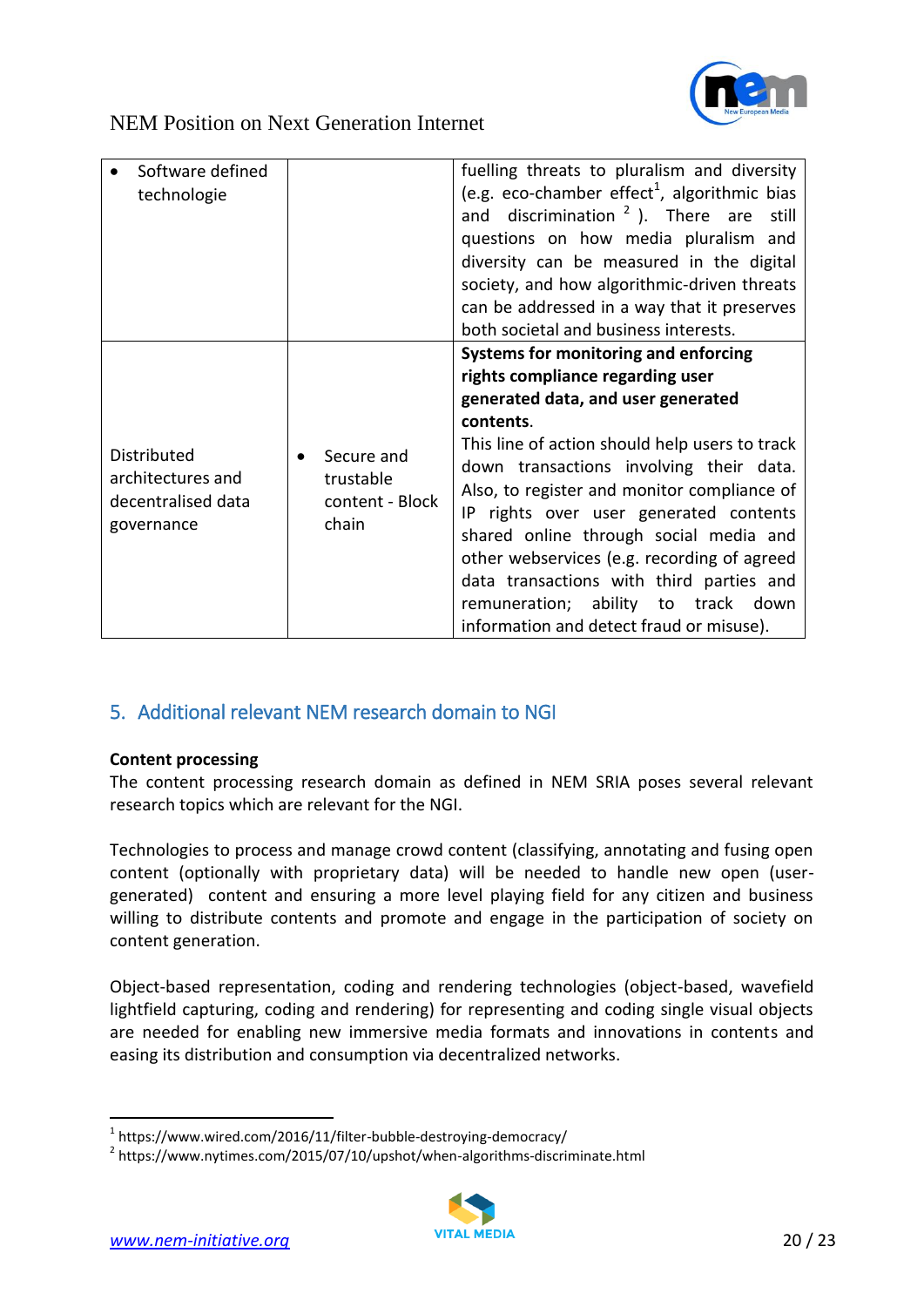| | | |
|---|---|---|
| • Software defined technologie | | fuelling threats to pluralism and diversity (e.g. eco-chamber effect[1], algorithmic bias and discrimination [2]). There are still questions on how media pluralism and diversity can be measured in the digital society, and how algorithmic-driven threats can be addressed in a way that it preserves both societal and business interests. |
| Distributed architectures and decentralised data governance | • Secure and trustable content - Block chain | **Systems for monitoring and enforcing rights compliance regarding user generated data, and user generated contents.** This line of action should help users to track down transactions involving their data. Also, to register and monitor compliance of IP rights over user generated contents shared online through social media and other webservices (e.g. recording of agreed data transactions with third parties and remuneration; ability to track down information and detect fraud or misuse). |

## 5. Additional relevant NEM research domain to NGI

**Content processing**

The content processing research domain as defined in NEM SRIA poses several relevant research topics which are relevant for the NGI.

Technologies to process and manage crowd content (classifying, annotating and fusing open content (optionally with proprietary data) will be needed to handle new open (user-generated) content and ensuring a more level playing field for any citizen and business willing to distribute contents and promote and engage in the participation of society on content generation.

Object-based representation, coding and rendering technologies (object-based, wavefield lightfield capturing, coding and rendering) for representing and coding single visual objects are needed for enabling new immersive media formats and innovations in contents and easing its distribution and consumption via decentralized networks.

[1] https://www.wired.com/2016/11/filter-bubble-destroying-democracy/

[2] https://www.nytimes.com/2015/07/10/upshot/when-algorithms-discriminate.html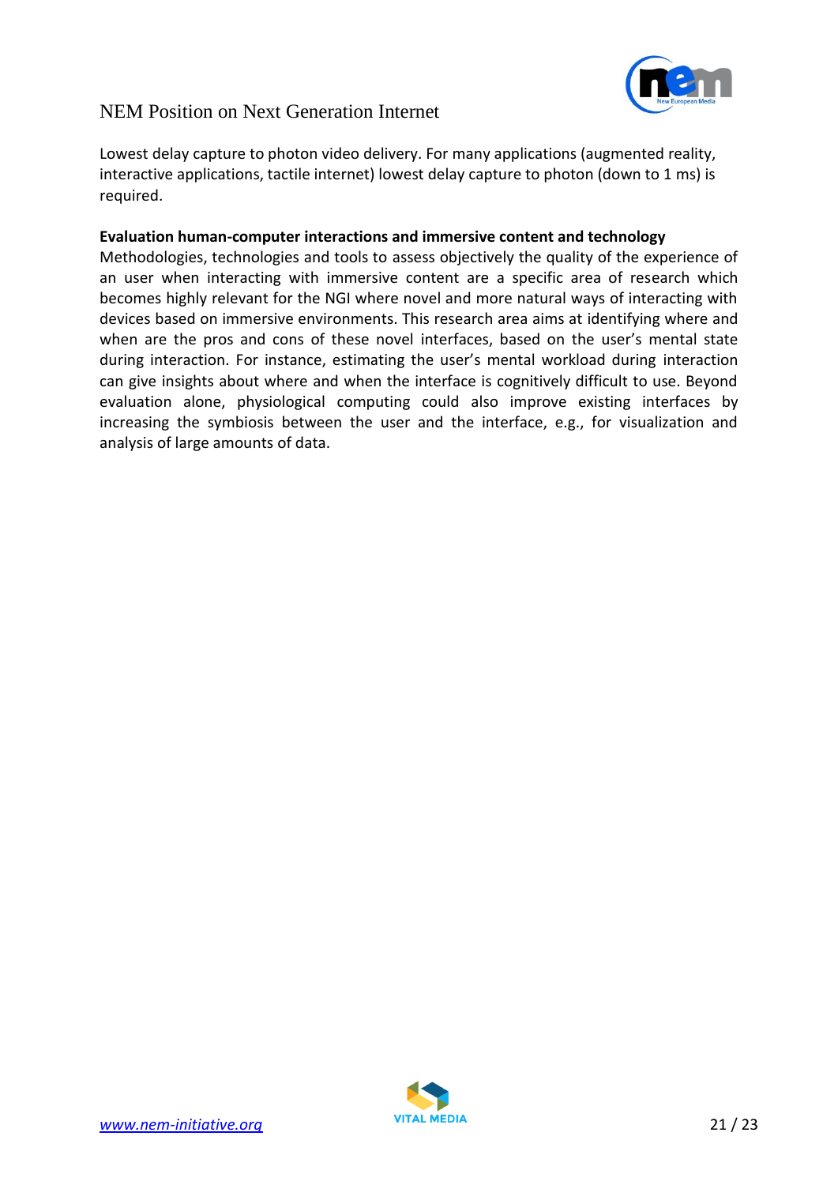Lowest delay capture to photon video delivery. For many applications (augmented reality, interactive applications, tactile internet) lowest delay capture to photon (down to 1 ms) is required.

**Evaluation human-computer interactions and immersive content and technology**

Methodologies, technologies and tools to assess objectively the quality of the experience of an user when interacting with immersive content are a specific area of research which becomes highly relevant for the NGI where novel and more natural ways of interacting with devices based on immersive environments. This research area aims at identifying where and when are the pros and cons of these novel interfaces, based on the user's mental state during interaction. For instance, estimating the user's mental workload during interaction can give insights about where and when the interface is cognitively difficult to use. Beyond evaluation alone, physiological computing could also improve existing interfaces by increasing the symbiosis between the user and the interface, e.g., for visualization and analysis of large amounts of data.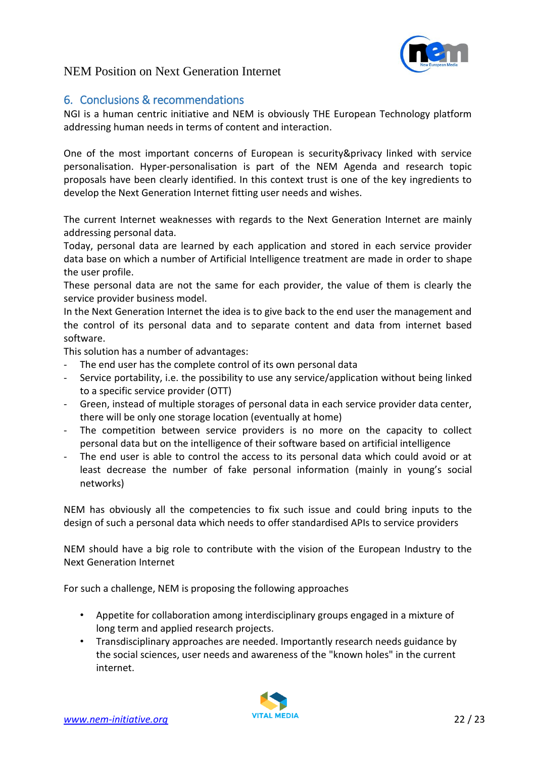## 6. Conclusions & recommendations

NGI is a human centric initiative and NEM is obviously THE European Technology platform addressing human needs in terms of content and interaction.

One of the most important concerns of European is security&privacy linked with service personalisation. Hyper-personalisation is part of the NEM Agenda and research topic proposals have been clearly identified. In this context trust is one of the key ingredients to develop the Next Generation Internet fitting user needs and wishes.

The current Internet weaknesses with regards to the Next Generation Internet are mainly addressing personal data.
Today, personal data are learned by each application and stored in each service provider data base on which a number of Artificial Intelligence treatment are made in order to shape the user profile.
These personal data are not the same for each provider, the value of them is clearly the service provider business model.
In the Next Generation Internet the idea is to give back to the end user the management and the control of its personal data and to separate content and data from internet based software.
This solution has a number of advantages:

- The end user has the complete control of its own personal data
- Service portability, i.e. the possibility to use any service/application without being linked to a specific service provider (OTT)
- Green, instead of multiple storages of personal data in each service provider data center, there will be only one storage location (eventually at home)
- The competition between service providers is no more on the capacity to collect personal data but on the intelligence of their software based on artificial intelligence
- The end user is able to control the access to its personal data which could avoid or at least decrease the number of fake personal information (mainly in young's social networks)

NEM has obviously all the competencies to fix such issue and could bring inputs to the design of such a personal data which needs to offer standardised APIs to service providers

NEM should have a big role to contribute with the vision of the European Industry to the Next Generation Internet

For such a challenge, NEM is proposing the following approaches

- Appetite for collaboration among interdisciplinary groups engaged in a mixture of long term and applied research projects.
- Transdisciplinary approaches are needed. Importantly research needs guidance by the social sciences, user needs and awareness of the "known holes" in the current internet.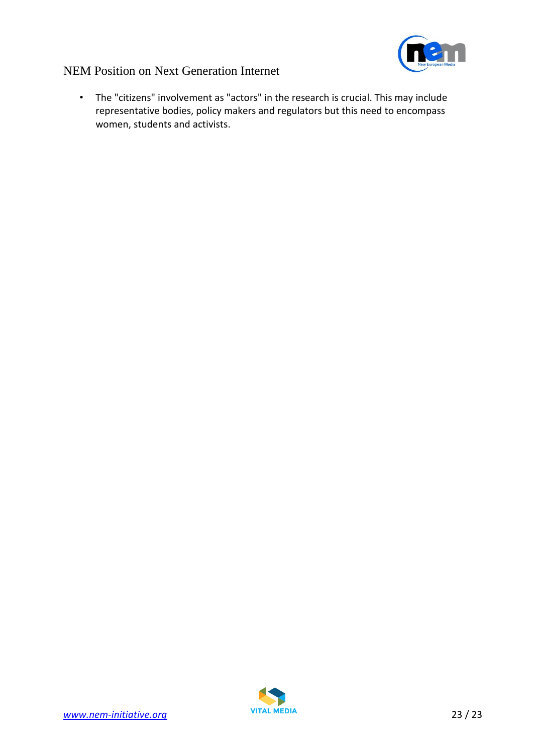- The "citizens" involvement as "actors" in the research is crucial. This may include representative bodies, policy makers and regulators but this need to encompass women, students and activists.